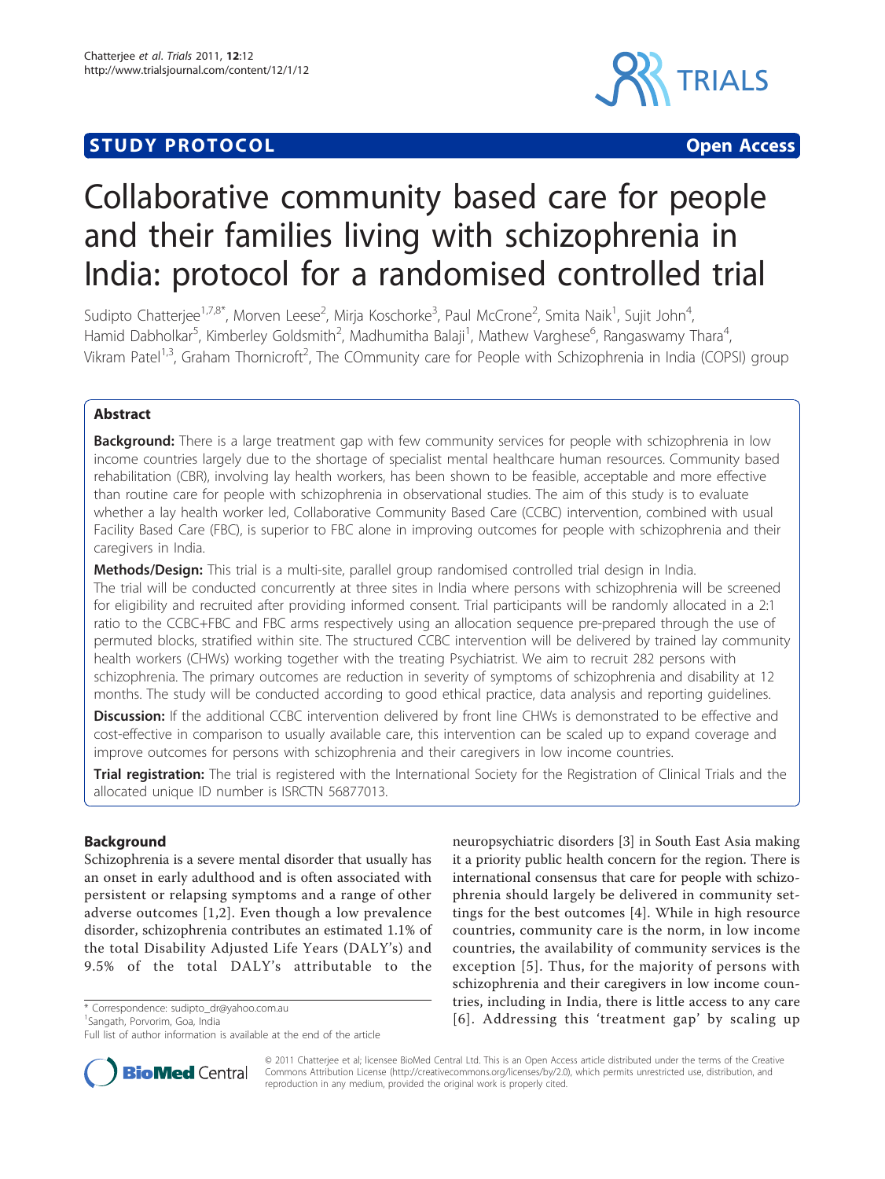STUDY PROTOCOL Open Access

# Collaborative community based care for people and their families living with schizophrenia in India: protocol for a randomised controlled trial

Sudipto Chatterjee[1,7,8*], Morven Leese[2], Mirja Koschorke[3], Paul McCrone[2], Smita Naik[1], Sujit John[4], Hamid Dabholkar[5], Kimberley Goldsmith[2], Madhumitha Balaji[1], Mathew Varghese[6], Rangaswamy Thara[4], Vikram Patel[1,3], Graham Thornicroft[2], The COmmunity care for People with Schizophrenia in India (COPSI) group

## Abstract

**Background:** There is a large treatment gap with few community services for people with schizophrenia in low income countries largely due to the shortage of specialist mental healthcare human resources. Community based rehabilitation (CBR), involving lay health workers, has been shown to be feasible, acceptable and more effective than routine care for people with schizophrenia in observational studies. The aim of this study is to evaluate whether a lay health worker led, Collaborative Community Based Care (CCBC) intervention, combined with usual Facility Based Care (FBC), is superior to FBC alone in improving outcomes for people with schizophrenia and their caregivers in India.

**Methods/Design:** This trial is a multi-site, parallel group randomised controlled trial design in India. The trial will be conducted concurrently at three sites in India where persons with schizophrenia will be screened for eligibility and recruited after providing informed consent. Trial participants will be randomly allocated in a 2:1 ratio to the CCBC+FBC and FBC arms respectively using an allocation sequence pre-prepared through the use of permuted blocks, stratified within site. The structured CCBC intervention will be delivered by trained lay community health workers (CHWs) working together with the treating Psychiatrist. We aim to recruit 282 persons with schizophrenia. The primary outcomes are reduction in severity of symptoms of schizophrenia and disability at 12 months. The study will be conducted according to good ethical practice, data analysis and reporting guidelines.

**Discussion:** If the additional CCBC intervention delivered by front line CHWs is demonstrated to be effective and cost-effective in comparison to usually available care, this intervention can be scaled up to expand coverage and improve outcomes for persons with schizophrenia and their caregivers in low income countries.

**Trial registration:** The trial is registered with the International Society for the Registration of Clinical Trials and the allocated unique ID number is ISRCTN 56877013.

## Background

Schizophrenia is a severe mental disorder that usually has an onset in early adulthood and is often associated with persistent or relapsing symptoms and a range of other adverse outcomes [1,2]. Even though a low prevalence disorder, schizophrenia contributes an estimated 1.1% of the total Disability Adjusted Life Years (DALY's) and 9.5% of the total DALY's attributable to the neuropsychiatric disorders [3] in South East Asia making it a priority public health concern for the region. There is international consensus that care for people with schizophrenia should largely be delivered in community settings for the best outcomes [4]. While in high resource countries, community care is the norm, in low income countries, the availability of community services is the exception [5]. Thus, for the majority of persons with schizophrenia and their caregivers in low income countries, including in India, there is little access to any care [6]. Addressing this 'treatment gap' by scaling up

\* Correspondence: sudipto_dr@yahoo.com.au
[1]Sangath, Porvorim, Goa, India
Full list of author information is available at the end of the article

© 2011 Chatterjee et al; licensee BioMed Central Ltd. This is an Open Access article distributed under the terms of the Creative Commons Attribution License (http://creativecommons.org/licenses/by/2.0), which permits unrestricted use, distribution, and reproduction in any medium, provided the original work is properly cited.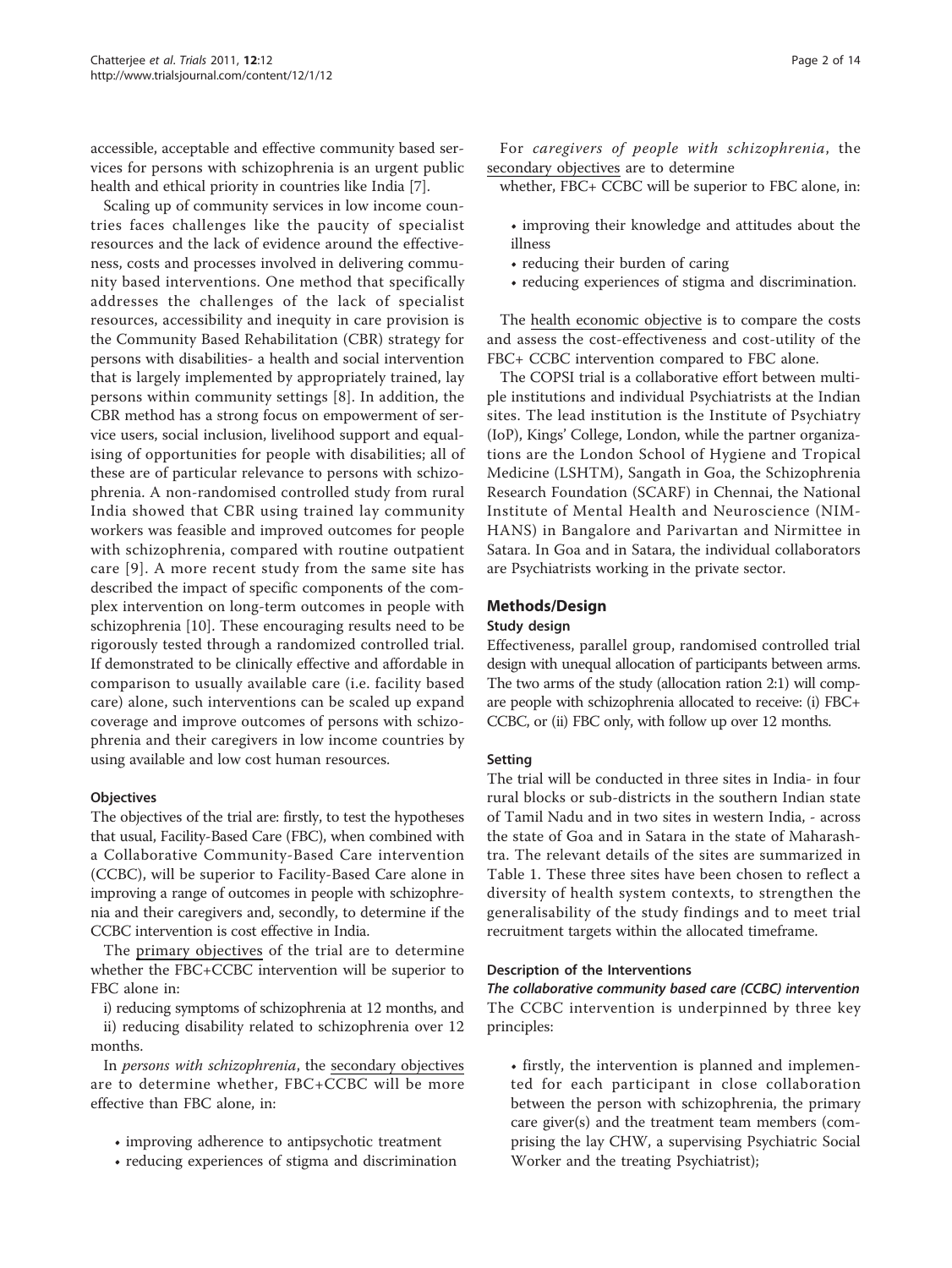accessible, acceptable and effective community based services for persons with schizophrenia is an urgent public health and ethical priority in countries like India [7].

Scaling up of community services in low income countries faces challenges like the paucity of specialist resources and the lack of evidence around the effectiveness, costs and processes involved in delivering community based interventions. One method that specifically addresses the challenges of the lack of specialist resources, accessibility and inequity in care provision is the Community Based Rehabilitation (CBR) strategy for persons with disabilities- a health and social intervention that is largely implemented by appropriately trained, lay persons within community settings [8]. In addition, the CBR method has a strong focus on empowerment of service users, social inclusion, livelihood support and equalising of opportunities for people with disabilities; all of these are of particular relevance to persons with schizophrenia. A non-randomised controlled study from rural India showed that CBR using trained lay community workers was feasible and improved outcomes for people with schizophrenia, compared with routine outpatient care [9]. A more recent study from the same site has described the impact of specific components of the complex intervention on long-term outcomes in people with schizophrenia [10]. These encouraging results need to be rigorously tested through a randomized controlled trial. If demonstrated to be clinically effective and affordable in comparison to usually available care (i.e. facility based care) alone, such interventions can be scaled up expand coverage and improve outcomes of persons with schizophrenia and their caregivers in low income countries by using available and low cost human resources.

### Objectives

The objectives of the trial are: firstly, to test the hypotheses that usual, Facility-Based Care (FBC), when combined with a Collaborative Community-Based Care intervention (CCBC), will be superior to Facility-Based Care alone in improving a range of outcomes in people with schizophrenia and their caregivers and, secondly, to determine if the CCBC intervention is cost effective in India.

The primary objectives of the trial are to determine whether the FBC+CCBC intervention will be superior to FBC alone in:

i) reducing symptoms of schizophrenia at 12 months, and

ii) reducing disability related to schizophrenia over 12 months.

In *persons with schizophrenia*, the secondary objectives are to determine whether, FBC+CCBC will be more effective than FBC alone, in:

- improving adherence to antipsychotic treatment
- reducing experiences of stigma and discrimination

For *caregivers of people with schizophrenia*, the secondary objectives are to determine whether, FBC+ CCBC will be superior to FBC alone, in:

- improving their knowledge and attitudes about the illness
- reducing their burden of caring
- reducing experiences of stigma and discrimination.

The health economic objective is to compare the costs and assess the cost-effectiveness and cost-utility of the FBC+ CCBC intervention compared to FBC alone.

The COPSI trial is a collaborative effort between multiple institutions and individual Psychiatrists at the Indian sites. The lead institution is the Institute of Psychiatry (IoP), Kings' College, London, while the partner organizations are the London School of Hygiene and Tropical Medicine (LSHTM), Sangath in Goa, the Schizophrenia Research Foundation (SCARF) in Chennai, the National Institute of Mental Health and Neuroscience (NIMHANS) in Bangalore and Parivartan and Nirmittee in Satara. In Goa and in Satara, the individual collaborators are Psychiatrists working in the private sector.

## Methods/Design

### Study design

Effectiveness, parallel group, randomised controlled trial design with unequal allocation of participants between arms. The two arms of the study (allocation ration 2:1) will compare people with schizophrenia allocated to receive: (i) FBC+ CCBC, or (ii) FBC only, with follow up over 12 months.

### Setting

The trial will be conducted in three sites in India- in four rural blocks or sub-districts in the southern Indian state of Tamil Nadu and in two sites in western India, - across the state of Goa and in Satara in the state of Maharashtra. The relevant details of the sites are summarized in Table 1. These three sites have been chosen to reflect a diversity of health system contexts, to strengthen the generalisability of the study findings and to meet trial recruitment targets within the allocated timeframe.

### Description of the Interventions

#### *The collaborative community based care (CCBC) intervention*

The CCBC intervention is underpinned by three key principles:

- firstly, the intervention is planned and implemented for each participant in close collaboration between the person with schizophrenia, the primary care giver(s) and the treatment team members (comprising the lay CHW, a supervising Psychiatric Social Worker and the treating Psychiatrist);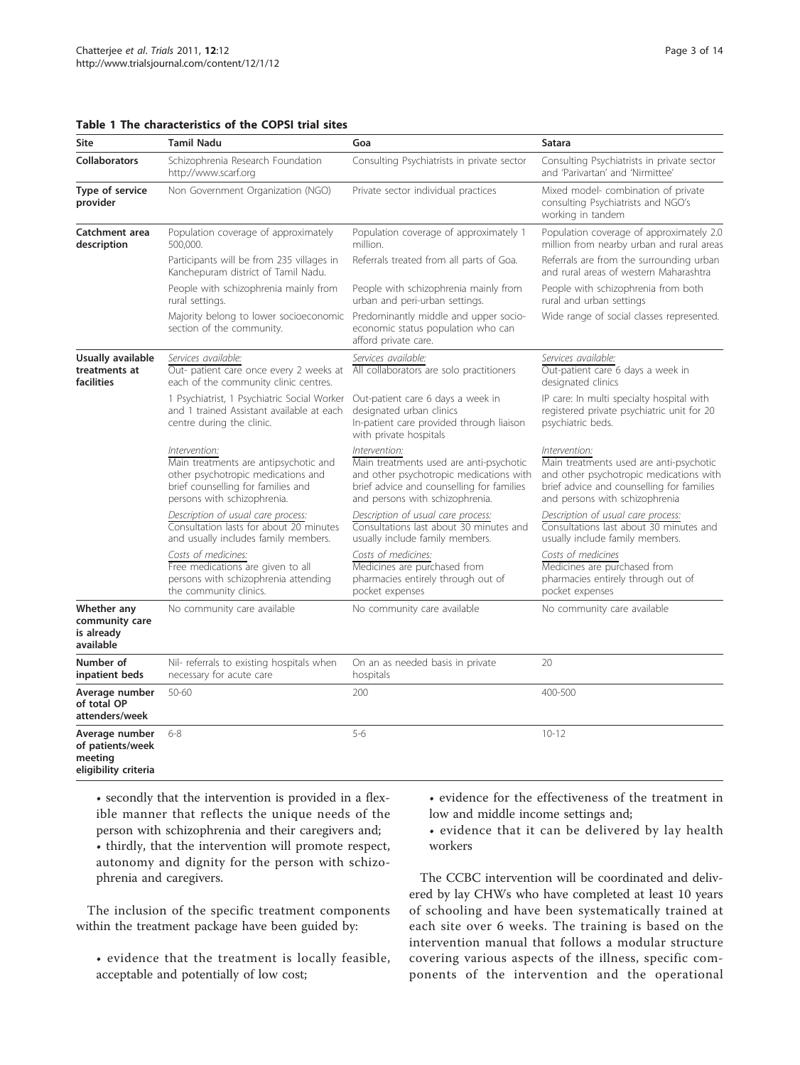**Table 1 The characteristics of the COPSI trial sites**

| Site | Tamil Nadu | Goa | Satara |
|---|---|---|---|
| **Collaborators** | Schizophrenia Research Foundation http://www.scarf.org | Consulting Psychiatrists in private sector | Consulting Psychiatrists in private sector and 'Parivartan' and 'Nirmittee' |
| **Type of service provider** | Non Government Organization (NGO) | Private sector individual practices | Mixed model- combination of private consulting Psychiatrists and NGO's working in tandem |
| **Catchment area description** | Population coverage of approximately 500,000. Participants will be from 235 villages in Kanchepuram district of Tamil Nadu. People with schizophrenia mainly from rural settings. Majority belong to lower socioeconomic section of the community. | Population coverage of approximately 1 million. Referrals treated from all parts of Goa. People with schizophrenia mainly from urban and peri-urban settings. Predominantly middle and upper socio-economic status population who can afford private care. | Population coverage of approximately 2.0 million from nearby urban and rural areas. Referrals are from the surrounding urban and rural areas of western Maharashtra. People with schizophrenia from both rural and urban settings. Wide range of social classes represented. |
| **Usually available treatments at facilities** | *Services available:* Out- patient care once every 2 weeks at each of the community clinic centres. 1 Psychiatrist, 1 Psychiatric Social Worker and 1 trained Assistant available at each centre during the clinic. *Intervention:* Main treatments are antipsychotic and other psychotropic medications and brief counselling for families and persons with schizophrenia. *Description of usual care process:* Consultation lasts for about 20 minutes and usually includes family members. *Costs of medicines:* Free medications are given to all persons with schizophrenia attending the community clinics. | *Services available:* All collaborators are solo practitioners. Out-patient care 6 days a week in designated urban clinics. In-patient care provided through liaison with private hospitals. *Intervention:* Main treatments used are anti-psychotic and other psychotropic medications with brief advice and counselling for families and persons with schizophrenia. *Description of usual care process:* Consultations last about 30 minutes and usually include family members. *Costs of medicines:* Medicines are purchased from pharmacies entirely through out of pocket expenses | *Services available:* Out-patient care 6 days a week in designated clinics. IP care: In multi specialty hospital with registered private psychiatric unit for 20 psychiatric beds. *Intervention:* Main treatments used are anti-psychotic and other psychotropic medications with brief advice and counselling for families and persons with schizophrenia. *Description of usual care process:* Consultations last about 30 minutes and usually include family members. *Costs of medicines* Medicines are purchased from pharmacies entirely through out of pocket expenses |
| **Whether any community care is already available** | No community care available | No community care available | No community care available |
| **Number of inpatient beds** | Nil- referrals to existing hospitals when necessary for acute care | On an as needed basis in private hospitals | 20 |
| **Average number of total OP attenders/week** | 50-60 | 200 | 400-500 |
| **Average number of patients/week meeting eligibility criteria** | 6-8 | 5-6 | 10-12 |

- secondly that the intervention is provided in a flexible manner that reflects the unique needs of the person with schizophrenia and their caregivers and;
- thirdly, that the intervention will promote respect, autonomy and dignity for the person with schizophrenia and caregivers.

The inclusion of the specific treatment components within the treatment package have been guided by:

- evidence that the treatment is locally feasible, acceptable and potentially of low cost;
- evidence for the effectiveness of the treatment in low and middle income settings and;
- evidence that it can be delivered by lay health workers

The CCBC intervention will be coordinated and delivered by lay CHWs who have completed at least 10 years of schooling and have been systematically trained at each site over 6 weeks. The training is based on the intervention manual that follows a modular structure covering various aspects of the illness, specific components of the intervention and the operational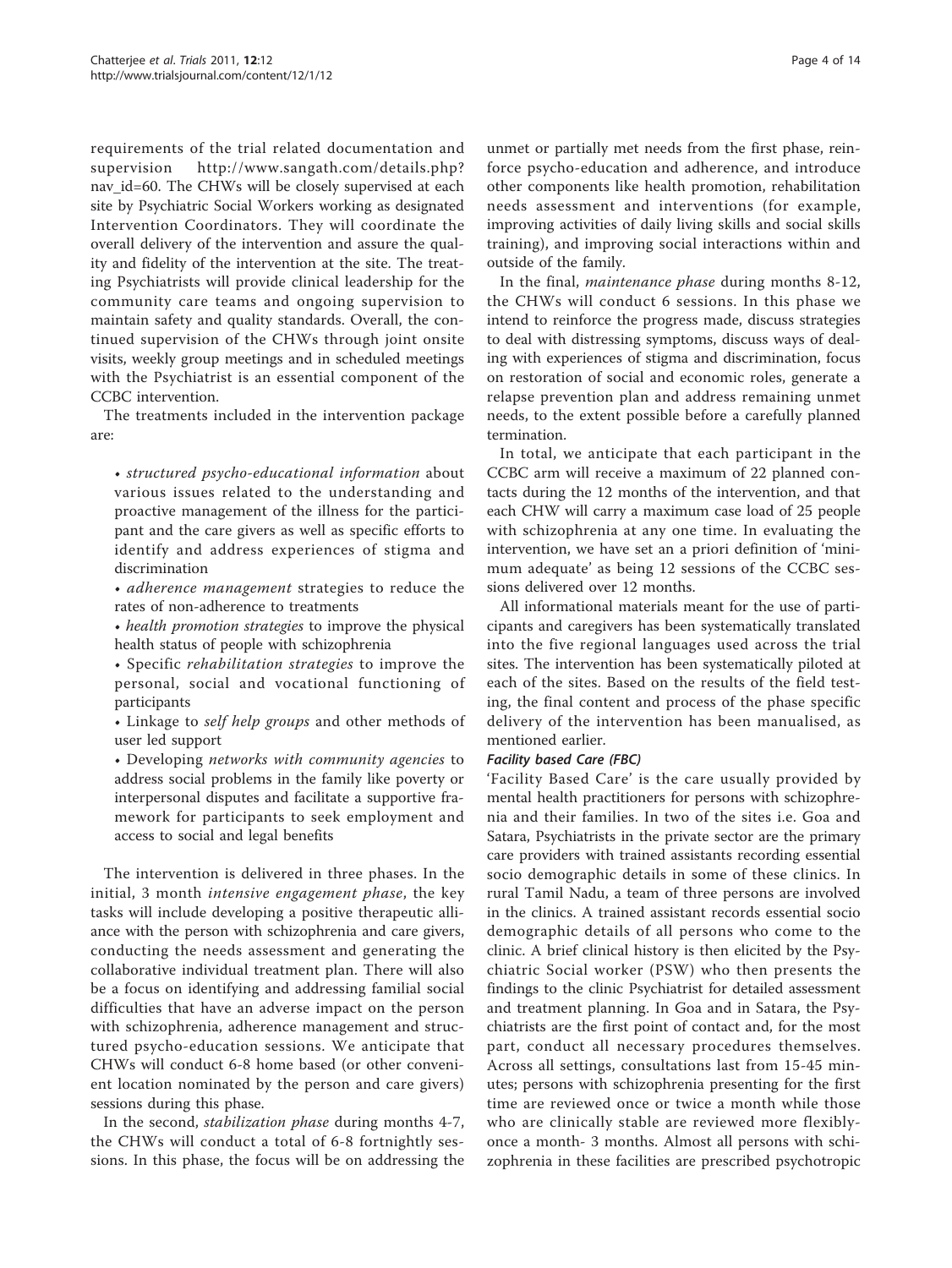requirements of the trial related documentation and supervision http://www.sangath.com/details.php?nav_id=60. The CHWs will be closely supervised at each site by Psychiatric Social Workers working as designated Intervention Coordinators. They will coordinate the overall delivery of the intervention and assure the quality and fidelity of the intervention at the site. The treating Psychiatrists will provide clinical leadership for the community care teams and ongoing supervision to maintain safety and quality standards. Overall, the continued supervision of the CHWs through joint onsite visits, weekly group meetings and in scheduled meetings with the Psychiatrist is an essential component of the CCBC intervention.

The treatments included in the intervention package are:

- *structured psycho-educational information* about various issues related to the understanding and proactive management of the illness for the participant and the care givers as well as specific efforts to identify and address experiences of stigma and discrimination
- *adherence management* strategies to reduce the rates of non-adherence to treatments
- *health promotion strategies* to improve the physical health status of people with schizophrenia
- Specific *rehabilitation strategies* to improve the personal, social and vocational functioning of participants
- Linkage to *self help groups* and other methods of user led support
- Developing *networks with community agencies* to address social problems in the family like poverty or interpersonal disputes and facilitate a supportive framework for participants to seek employment and access to social and legal benefits

The intervention is delivered in three phases. In the initial, 3 month *intensive engagement phase*, the key tasks will include developing a positive therapeutic alliance with the person with schizophrenia and care givers, conducting the needs assessment and generating the collaborative individual treatment plan. There will also be a focus on identifying and addressing familial social difficulties that have an adverse impact on the person with schizophrenia, adherence management and structured psycho-education sessions. We anticipate that CHWs will conduct 6-8 home based (or other convenient location nominated by the person and care givers) sessions during this phase.

In the second, *stabilization phase* during months 4-7, the CHWs will conduct a total of 6-8 fortnightly sessions. In this phase, the focus will be on addressing the unmet or partially met needs from the first phase, reinforce psycho-education and adherence, and introduce other components like health promotion, rehabilitation needs assessment and interventions (for example, improving activities of daily living skills and social skills training), and improving social interactions within and outside of the family.

In the final, *maintenance phase* during months 8-12, the CHWs will conduct 6 sessions. In this phase we intend to reinforce the progress made, discuss strategies to deal with distressing symptoms, discuss ways of dealing with experiences of stigma and discrimination, focus on restoration of social and economic roles, generate a relapse prevention plan and address remaining unmet needs, to the extent possible before a carefully planned termination.

In total, we anticipate that each participant in the CCBC arm will receive a maximum of 22 planned contacts during the 12 months of the intervention, and that each CHW will carry a maximum case load of 25 people with schizophrenia at any one time. In evaluating the intervention, we have set an a priori definition of 'minimum adequate' as being 12 sessions of the CCBC sessions delivered over 12 months.

All informational materials meant for the use of participants and caregivers has been systematically translated into the five regional languages used across the trial sites. The intervention has been systematically piloted at each of the sites. Based on the results of the field testing, the final content and process of the phase specific delivery of the intervention has been manualised, as mentioned earlier.

#### Facility based Care (FBC)

'Facility Based Care' is the care usually provided by mental health practitioners for persons with schizophrenia and their families. In two of the sites i.e. Goa and Satara, Psychiatrists in the private sector are the primary care providers with trained assistants recording essential socio demographic details in some of these clinics. In rural Tamil Nadu, a team of three persons are involved in the clinics. A trained assistant records essential socio demographic details of all persons who come to the clinic. A brief clinical history is then elicited by the Psychiatric Social worker (PSW) who then presents the findings to the clinic Psychiatrist for detailed assessment and treatment planning. In Goa and in Satara, the Psychiatrists are the first point of contact and, for the most part, conduct all necessary procedures themselves. Across all settings, consultations last from 15-45 minutes; persons with schizophrenia presenting for the first time are reviewed once or twice a month while those who are clinically stable are reviewed more flexibly- once a month- 3 months. Almost all persons with schizophrenia in these facilities are prescribed psychotropic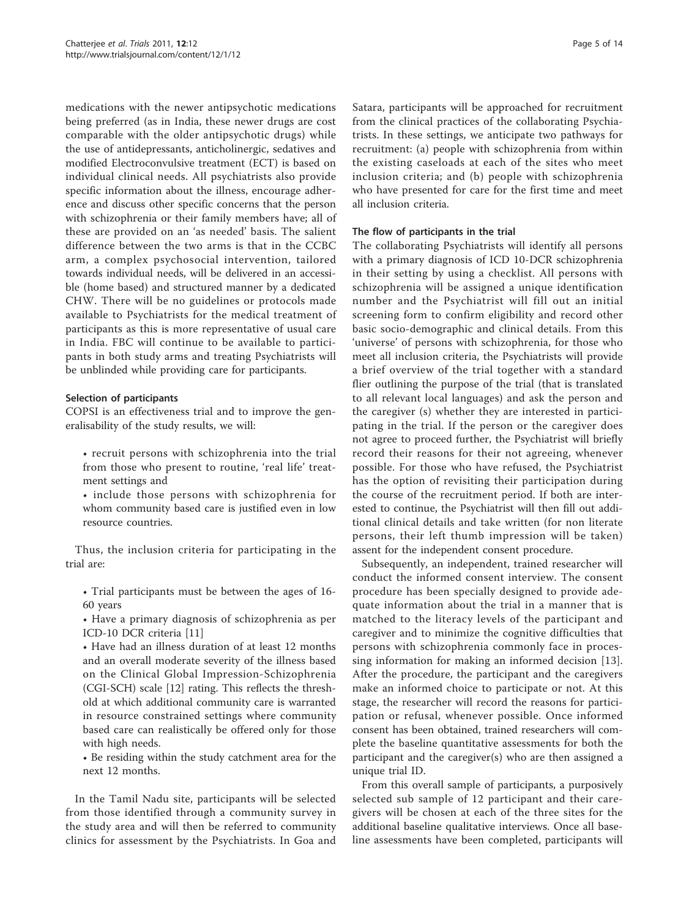medications with the newer antipsychotic medications being preferred (as in India, these newer drugs are cost comparable with the older antipsychotic drugs) while the use of antidepressants, anticholinergic, sedatives and modified Electroconvulsive treatment (ECT) is based on individual clinical needs. All psychiatrists also provide specific information about the illness, encourage adherence and discuss other specific concerns that the person with schizophrenia or their family members have; all of these are provided on an 'as needed' basis. The salient difference between the two arms is that in the CCBC arm, a complex psychosocial intervention, tailored towards individual needs, will be delivered in an accessible (home based) and structured manner by a dedicated CHW. There will be no guidelines or protocols made available to Psychiatrists for the medical treatment of participants as this is more representative of usual care in India. FBC will continue to be available to participants in both study arms and treating Psychiatrists will be unblinded while providing care for participants.

#### Selection of participants

COPSI is an effectiveness trial and to improve the generalisability of the study results, we will:

- recruit persons with schizophrenia into the trial from those who present to routine, 'real life' treatment settings and
- include those persons with schizophrenia for whom community based care is justified even in low resource countries.

Thus, the inclusion criteria for participating in the trial are:

- Trial participants must be between the ages of 16-60 years
- Have a primary diagnosis of schizophrenia as per ICD-10 DCR criteria [11]
- Have had an illness duration of at least 12 months and an overall moderate severity of the illness based on the Clinical Global Impression-Schizophrenia (CGI-SCH) scale [12] rating. This reflects the threshold at which additional community care is warranted in resource constrained settings where community based care can realistically be offered only for those with high needs.
- Be residing within the study catchment area for the next 12 months.

In the Tamil Nadu site, participants will be selected from those identified through a community survey in the study area and will then be referred to community clinics for assessment by the Psychiatrists. In Goa and Satara, participants will be approached for recruitment from the clinical practices of the collaborating Psychiatrists. In these settings, we anticipate two pathways for recruitment: (a) people with schizophrenia from within the existing caseloads at each of the sites who meet inclusion criteria; and (b) people with schizophrenia who have presented for care for the first time and meet all inclusion criteria.

#### The flow of participants in the trial

The collaborating Psychiatrists will identify all persons with a primary diagnosis of ICD 10-DCR schizophrenia in their setting by using a checklist. All persons with schizophrenia will be assigned a unique identification number and the Psychiatrist will fill out an initial screening form to confirm eligibility and record other basic socio-demographic and clinical details. From this 'universe' of persons with schizophrenia, for those who meet all inclusion criteria, the Psychiatrists will provide a brief overview of the trial together with a standard flier outlining the purpose of the trial (that is translated to all relevant local languages) and ask the person and the caregiver (s) whether they are interested in participating in the trial. If the person or the caregiver does not agree to proceed further, the Psychiatrist will briefly record their reasons for their not agreeing, whenever possible. For those who have refused, the Psychiatrist has the option of revisiting their participation during the course of the recruitment period. If both are interested to continue, the Psychiatrist will then fill out additional clinical details and take written (for non literate persons, their left thumb impression will be taken) assent for the independent consent procedure.

Subsequently, an independent, trained researcher will conduct the informed consent interview. The consent procedure has been specially designed to provide adequate information about the trial in a manner that is matched to the literacy levels of the participant and caregiver and to minimize the cognitive difficulties that persons with schizophrenia commonly face in processing information for making an informed decision [13]. After the procedure, the participant and the caregivers make an informed choice to participate or not. At this stage, the researcher will record the reasons for participation or refusal, whenever possible. Once informed consent has been obtained, trained researchers will complete the baseline quantitative assessments for both the participant and the caregiver(s) who are then assigned a unique trial ID.

From this overall sample of participants, a purposively selected sub sample of 12 participant and their caregivers will be chosen at each of the three sites for the additional baseline qualitative interviews. Once all baseline assessments have been completed, participants will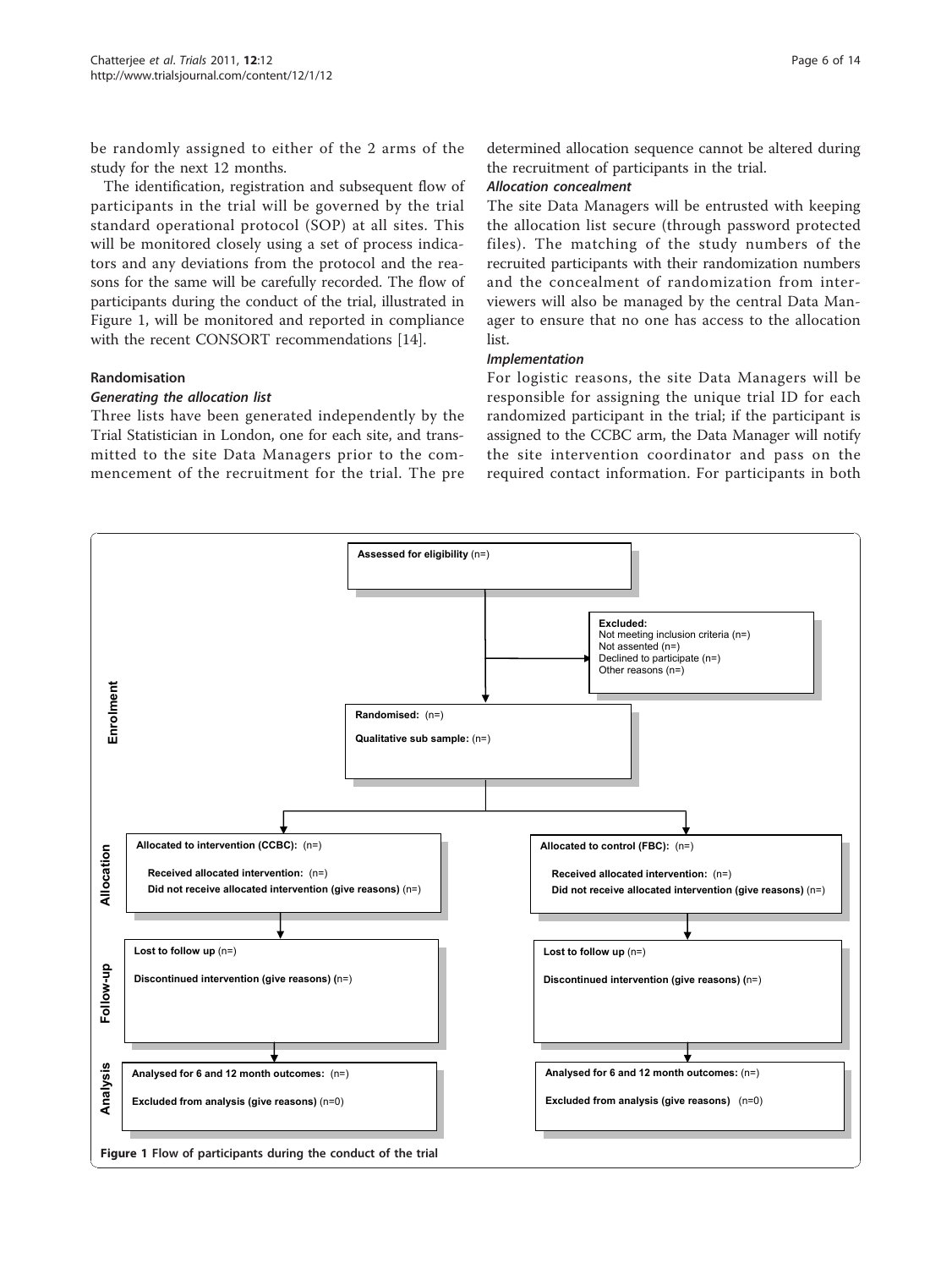be randomly assigned to either of the 2 arms of the study for the next 12 months.

The identification, registration and subsequent flow of participants in the trial will be governed by the trial standard operational protocol (SOP) at all sites. This will be monitored closely using a set of process indicators and any deviations from the protocol and the reasons for the same will be carefully recorded. The flow of participants during the conduct of the trial, illustrated in Figure 1, will be monitored and reported in compliance with the recent CONSORT recommendations [14].

### Randomisation

#### *Generating the allocation list*

Three lists have been generated independently by the Trial Statistician in London, one for each site, and transmitted to the site Data Managers prior to the commencement of the recruitment for the trial. The pre determined allocation sequence cannot be altered during the recruitment of participants in the trial.

#### *Allocation concealment*

The site Data Managers will be entrusted with keeping the allocation list secure (through password protected files). The matching of the study numbers of the recruited participants with their randomization numbers and the concealment of randomization from interviewers will also be managed by the central Data Manager to ensure that no one has access to the allocation list.

#### *Implementation*

For logistic reasons, the site Data Managers will be responsible for assigning the unique trial ID for each randomized participant in the trial; if the participant is assigned to the CCBC arm, the Data Manager will notify the site intervention coordinator and pass on the required contact information. For participants in both

**Enrolment**

**Assessed for eligibility** (n=)

**Excluded:**
Not meeting inclusion criteria (n=)
Not assented (n=)
Declined to participate (n=)
Other reasons (n=)

**Randomised:** (n=)
**Qualitative sub sample:** (n=)

**Allocation**

**Allocated to intervention (CCBC):** (n=)
**Received allocated intervention:** (n=)
**Did not receive allocated intervention (give reasons)** (n=)

**Allocated to control (FBC):** (n=)
**Received allocated intervention:** (n=)
**Did not receive allocated intervention (give reasons)** (n=)

**Follow-up**

**Lost to follow up** (n=)
**Discontinued intervention (give reasons)** (n=)

**Lost to follow up** (n=)
**Discontinued intervention (give reasons)** (n=)

**Analysis**

**Analysed for 6 and 12 month outcomes:** (n=)
**Excluded from analysis (give reasons)** (n=0)

**Analysed for 6 and 12 month outcomes:** (n=)
**Excluded from analysis (give reasons)** (n=0)

**Figure 1 Flow of participants during the conduct of the trial**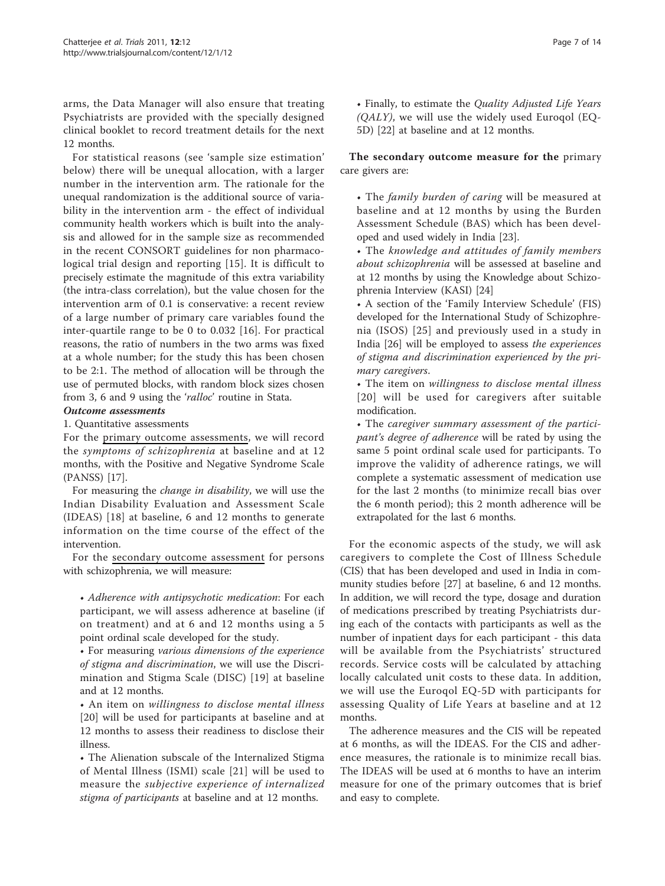arms, the Data Manager will also ensure that treating Psychiatrists are provided with the specially designed clinical booklet to record treatment details for the next 12 months.

For statistical reasons (see 'sample size estimation' below) there will be unequal allocation, with a larger number in the intervention arm. The rationale for the unequal randomization is the additional source of variability in the intervention arm - the effect of individual community health workers which is built into the analysis and allowed for in the sample size as recommended in the recent CONSORT guidelines for non pharmacological trial design and reporting [15]. It is difficult to precisely estimate the magnitude of this extra variability (the intra-class correlation), but the value chosen for the intervention arm of 0.1 is conservative: a recent review of a large number of primary care variables found the inter-quartile range to be 0 to 0.032 [16]. For practical reasons, the ratio of numbers in the two arms was fixed at a whole number; for the study this has been chosen to be 2:1. The method of allocation will be through the use of permuted blocks, with random block sizes chosen from 3, 6 and 9 using the '*ralloc*' routine in Stata.

***Outcome assessments***

1. Quantitative assessments

For the primary outcome assessments, we will record the *symptoms of schizophrenia* at baseline and at 12 months, with the Positive and Negative Syndrome Scale (PANSS) [17].

For measuring the *change in disability*, we will use the Indian Disability Evaluation and Assessment Scale (IDEAS) [18] at baseline, 6 and 12 months to generate information on the time course of the effect of the intervention.

For the secondary outcome assessment for persons with schizophrenia, we will measure:

- *Adherence with antipsychotic medication*: For each participant, we will assess adherence at baseline (if on treatment) and at 6 and 12 months using a 5 point ordinal scale developed for the study.
- For measuring *various dimensions of the experience of stigma and discrimination*, we will use the Discrimination and Stigma Scale (DISC) [19] at baseline and at 12 months.
- An item on *willingness to disclose mental illness* [20] will be used for participants at baseline and at 12 months to assess their readiness to disclose their illness.
- The Alienation subscale of the Internalized Stigma of Mental Illness (ISMI) scale [21] will be used to measure the *subjective experience of internalized stigma of participants* at baseline and at 12 months.
- Finally, to estimate the *Quality Adjusted Life Years (QALY)*, we will use the widely used Euroqol (EQ-5D) [22] at baseline and at 12 months.

**The secondary outcome measure for the** primary care givers are:

- The *family burden of caring* will be measured at baseline and at 12 months by using the Burden Assessment Schedule (BAS) which has been developed and used widely in India [23].
- The *knowledge and attitudes of family members about schizophrenia* will be assessed at baseline and at 12 months by using the Knowledge about Schizophrenia Interview (KASI) [24]
- A section of the 'Family Interview Schedule' (FIS) developed for the International Study of Schizophrenia (ISOS) [25] and previously used in a study in India [26] will be employed to assess *the experiences of stigma and discrimination experienced by the primary caregivers*.
- The item on *willingness to disclose mental illness* [20] will be used for caregivers after suitable modification.
- The *caregiver summary assessment of the participant's degree of adherence* will be rated by using the same 5 point ordinal scale used for participants. To improve the validity of adherence ratings, we will complete a systematic assessment of medication use for the last 2 months (to minimize recall bias over the 6 month period); this 2 month adherence will be extrapolated for the last 6 months.

For the economic aspects of the study, we will ask caregivers to complete the Cost of Illness Schedule (CIS) that has been developed and used in India in community studies before [27] at baseline, 6 and 12 months. In addition, we will record the type, dosage and duration of medications prescribed by treating Psychiatrists during each of the contacts with participants as well as the number of inpatient days for each participant - this data will be available from the Psychiatrists' structured records. Service costs will be calculated by attaching locally calculated unit costs to these data. In addition, we will use the Euroqol EQ-5D with participants for assessing Quality of Life Years at baseline and at 12 months.

The adherence measures and the CIS will be repeated at 6 months, as will the IDEAS. For the CIS and adherence measures, the rationale is to minimize recall bias. The IDEAS will be used at 6 months to have an interim measure for one of the primary outcomes that is brief and easy to complete.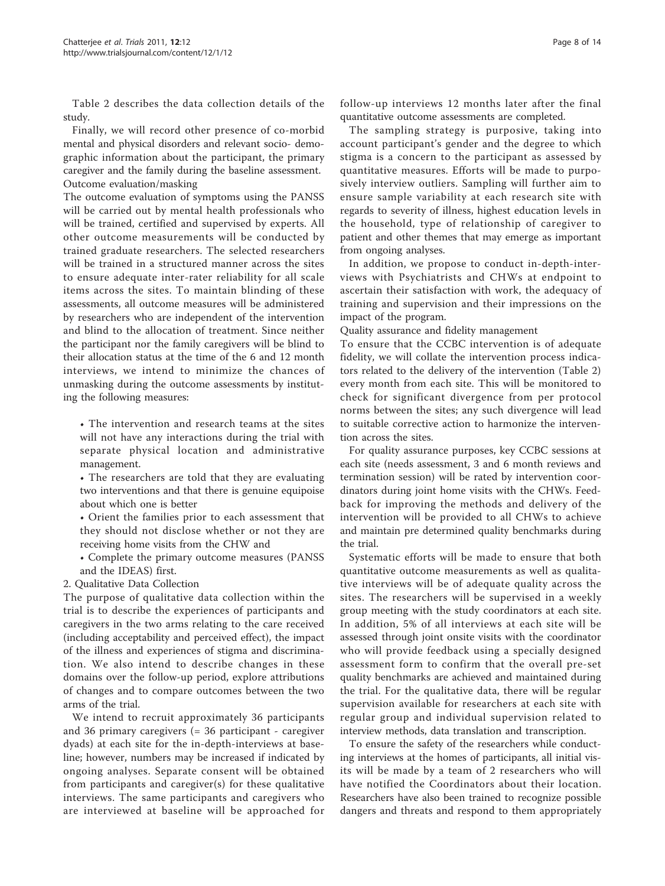Table 2 describes the data collection details of the study.

Finally, we will record other presence of co-morbid mental and physical disorders and relevant socio- demographic information about the participant, the primary caregiver and the family during the baseline assessment.

#### Outcome evaluation/masking

The outcome evaluation of symptoms using the PANSS will be carried out by mental health professionals who will be trained, certified and supervised by experts. All other outcome measurements will be conducted by trained graduate researchers. The selected researchers will be trained in a structured manner across the sites to ensure adequate inter-rater reliability for all scale items across the sites. To maintain blinding of these assessments, all outcome measures will be administered by researchers who are independent of the intervention and blind to the allocation of treatment. Since neither the participant nor the family caregivers will be blind to their allocation status at the time of the 6 and 12 month interviews, we intend to minimize the chances of unmasking during the outcome assessments by instituting the following measures:

- The intervention and research teams at the sites will not have any interactions during the trial with separate physical location and administrative management.
- The researchers are told that they are evaluating two interventions and that there is genuine equipoise about which one is better
- Orient the families prior to each assessment that they should not disclose whether or not they are receiving home visits from the CHW and
- Complete the primary outcome measures (PANSS and the IDEAS) first.

### 2. Qualitative Data Collection

The purpose of qualitative data collection within the trial is to describe the experiences of participants and caregivers in the two arms relating to the care received (including acceptability and perceived effect), the impact of the illness and experiences of stigma and discrimination. We also intend to describe changes in these domains over the follow-up period, explore attributions of changes and to compare outcomes between the two arms of the trial.

We intend to recruit approximately 36 participants and 36 primary caregivers (= 36 participant - caregiver dyads) at each site for the in-depth-interviews at baseline; however, numbers may be increased if indicated by ongoing analyses. Separate consent will be obtained from participants and caregiver(s) for these qualitative interviews. The same participants and caregivers who are interviewed at baseline will be approached for follow-up interviews 12 months later after the final quantitative outcome assessments are completed.

The sampling strategy is purposive, taking into account participant's gender and the degree to which stigma is a concern to the participant as assessed by quantitative measures. Efforts will be made to purposively interview outliers. Sampling will further aim to ensure sample variability at each research site with regards to severity of illness, highest education levels in the household, type of relationship of caregiver to patient and other themes that may emerge as important from ongoing analyses.

In addition, we propose to conduct in-depth-interviews with Psychiatrists and CHWs at endpoint to ascertain their satisfaction with work, the adequacy of training and supervision and their impressions on the impact of the program.

#### Quality assurance and fidelity management

To ensure that the CCBC intervention is of adequate fidelity, we will collate the intervention process indicators related to the delivery of the intervention (Table 2) every month from each site. This will be monitored to check for significant divergence from per protocol norms between the sites; any such divergence will lead to suitable corrective action to harmonize the intervention across the sites.

For quality assurance purposes, key CCBC sessions at each site (needs assessment, 3 and 6 month reviews and termination session) will be rated by intervention coordinators during joint home visits with the CHWs. Feedback for improving the methods and delivery of the intervention will be provided to all CHWs to achieve and maintain pre determined quality benchmarks during the trial.

Systematic efforts will be made to ensure that both quantitative outcome measurements as well as qualitative interviews will be of adequate quality across the sites. The researchers will be supervised in a weekly group meeting with the study coordinators at each site. In addition, 5% of all interviews at each site will be assessed through joint onsite visits with the coordinator who will provide feedback using a specially designed assessment form to confirm that the overall pre-set quality benchmarks are achieved and maintained during the trial. For the qualitative data, there will be regular supervision available for researchers at each site with regular group and individual supervision related to interview methods, data translation and transcription.

To ensure the safety of the researchers while conducting interviews at the homes of participants, all initial visits will be made by a team of 2 researchers who will have notified the Coordinators about their location. Researchers have also been trained to recognize possible dangers and threats and respond to them appropriately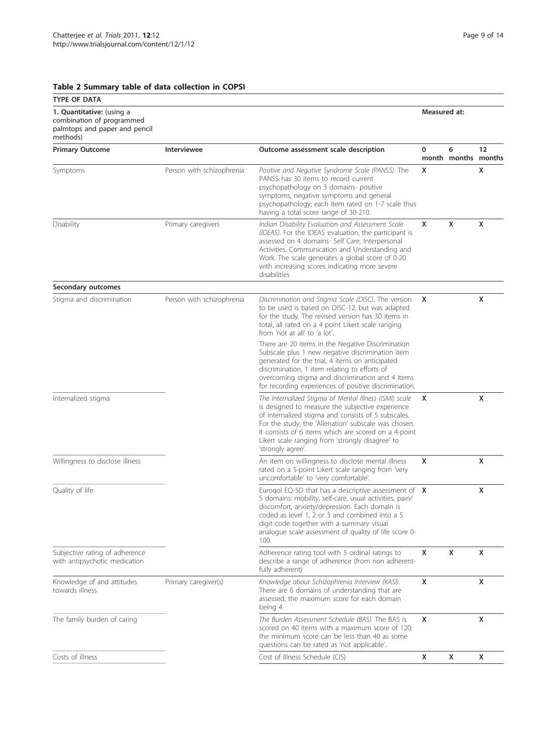**Table 2 Summary table of data collection in COPSI**

| TYPE OF DATA | | | | | |
|---|---|---|---|---|---|
| **1. Quantitative:** (using a combination of programmed palmtops and paper and pencil methods) | | | **Measured at:** | | |
| **Primary Outcome** | **Interviewee** | **Outcome assessment scale description** | **0 month** | **6 months** | **12 months** |
| Symptoms | Person with schizophrenia | *Positive and Negative Syndrome Scale (PANSS).* The PANSS has 30 items to record current psychopathology on 3 domains- positive symptoms, negative symptoms and general psychopathology; each item rated on 1-7 scale thus having a total score range of 30-210. | X | | X |
| Disability | Primary caregivers | *Indian Disability Evaluation and Assessment Scale (IDEAS).* For the IDEAS evaluation, the participant is assessed on 4 domains- Self Care, Interpersonal Activities, Communication and Understanding and Work. The scale generates a global score of 0-20 with increasing scores indicating more severe disabilities | X | X | X |
| **Secondary outcomes** | | | | | |
| Stigma and discrimination | Person with schizophrenia | *Discrimination and Stigma Scale (DISC).* The version to be used is based on DISC-12, but was adapted for the study. The revised version has 30 items in total, all rated on a 4 point Likert scale ranging from 'not at all' to 'a lot'. There are 20 items in the Negative Discrimination Subscale plus 1 new negative discrimination item generated for the trial, 4 items on anticipated discrimination, 1 item relating to efforts of overcoming stigma and discrimination and 4 items for recording experiences of positive discrimination. | X | | X |
| Internalized stigma | | The Internalized Stigma of Mental Illness (ISMI) scale is designed to measure the subjective experience of internalized stigma and consists of 5 subscales. For the study, the 'Alienation' subscale was chosen. It consists of 6 items which are scored on a 4-point Likert scale ranging from 'strongly disagree' to 'strongly agree'. | X | | X |
| Willingness to disclose illness | | An item on willingness to disclose mental illness rated on a 5-point Likert scale ranging from 'very uncomfortable' to 'very comfortable'. | X | | X |
| Quality of life | | Euroqol EQ-5D that has a descriptive assessment of 5 domains: mobility, self-care, usual activities, pain/ discomfort, anxiety/depression. Each domain is coded as level 1, 2 or 3 and combined into a 5 digit code together with a summary visual analogue scale assessment of quality of life score 0-100. | X | | X |
| Subjective rating of adherence with antipsychotic medication | | Adherence rating tool with 5 ordinal ratings to describe a range of adherence (from non adherent-fully adherent) | X | X | X |
| Knowledge of and attitudes towards illness | Primary caregiver(s) | *Knowledge about Schizophrenia Interview (KASI).* There are 6 domains of understanding that are assessed; the maximum score for each domain being 4. | X | | X |
| The family burden of caring | | *The Burden Assessment Schedule (BAS).* The BAS is scored on 40 items with a maximum score of 120; the minimum score can be less than 40 as some questions can be rated as 'not applicable'. | X | | X |
| Costs of illness | | Cost of Illness Schedule (CIS) | X | X | X |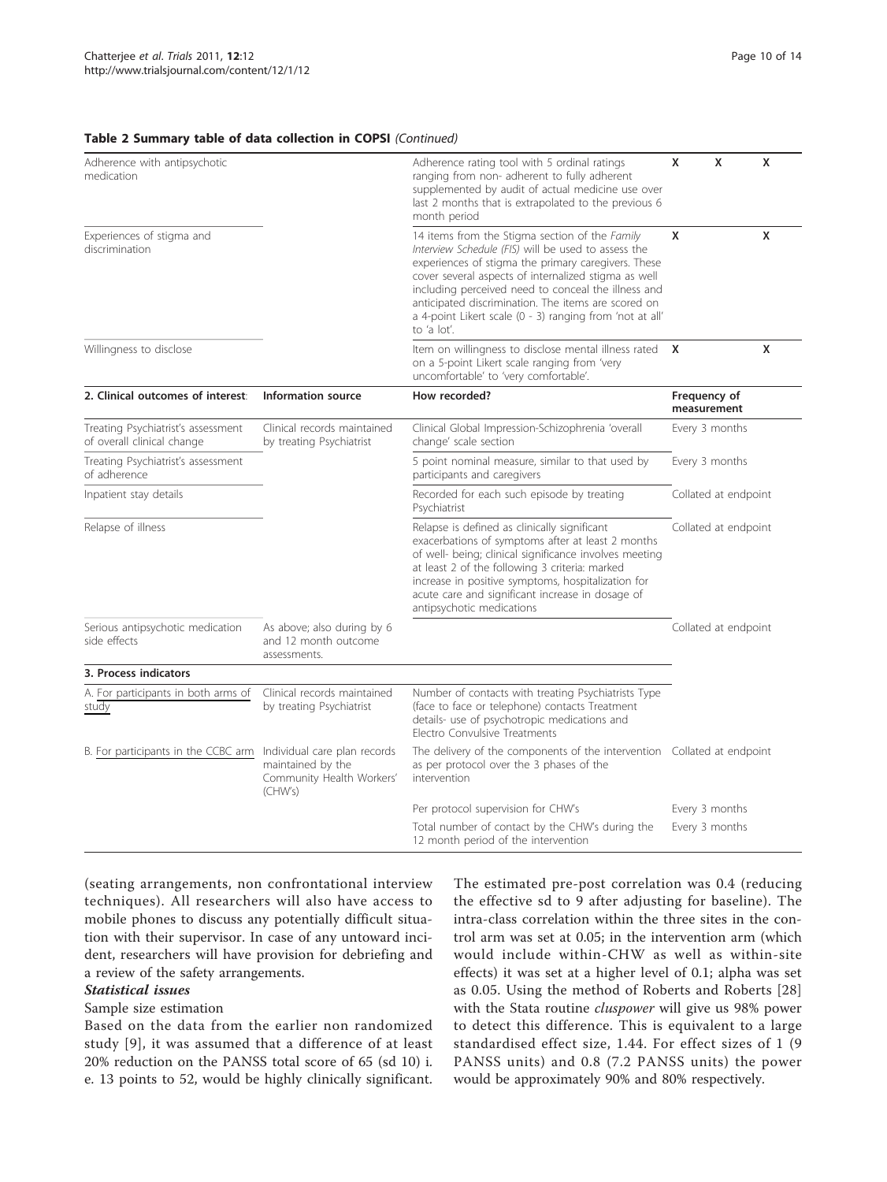**Table 2 Summary table of data collection in COPSI** *(Continued)*

| | | | | | |
|---|---|---|---|---|---|
| Adherence with antipsychotic medication | | Adherence rating tool with 5 ordinal ratings ranging from non- adherent to fully adherent supplemented by audit of actual medicine use over last 2 months that is extrapolated to the previous 6 month period | X | X | X |
| Experiences of stigma and discrimination | | 14 items from the Stigma section of the *Family Interview Schedule (FIS)* will be used to assess the experiences of stigma the primary caregivers. These cover several aspects of internalized stigma as well including perceived need to conceal the illness and anticipated discrimination. The items are scored on a 4-point Likert scale (0 - 3) ranging from 'not at all' to 'a lot'. | X | | X |
| Willingness to disclose | | Item on willingness to disclose mental illness rated on a 5-point Likert scale ranging from 'very uncomfortable' to 'very comfortable'. | X | | X |
| **2. Clinical outcomes of interest**: | **Information source** | **How recorded?** | **Frequency of measurement** | | |
| Treating Psychiatrist's assessment of overall clinical change | Clinical records maintained by treating Psychiatrist | Clinical Global Impression-Schizophrenia 'overall change' scale section | Every 3 months | | |
| Treating Psychiatrist's assessment of adherence | | 5 point nominal measure, similar to that used by participants and caregivers | Every 3 months | | |
| Inpatient stay details | | Recorded for each such episode by treating Psychiatrist | Collated at endpoint | | |
| Relapse of illness | | Relapse is defined as clinically significant exacerbations of symptoms after at least 2 months of well- being; clinical significance involves meeting at least 2 of the following 3 criteria: marked increase in positive symptoms, hospitalization for acute care and significant increase in dosage of antipsychotic medications | Collated at endpoint | | |
| Serious antipsychotic medication side effects | As above; also during by 6 and 12 month outcome assessments. | | Collated at endpoint | | |
| **3. Process indicators** | | | | | |
| A. For participants in both arms of study | Clinical records maintained by treating Psychiatrist | Number of contacts with treating Psychiatrists Type (face to face or telephone) contacts Treatment details- use of psychotropic medications and Electro Convulsive Treatments | | | |
| B. For participants in the CCBC arm | Individual care plan records maintained by the Community Health Workers' (CHW's) | The delivery of the components of the intervention as per protocol over the 3 phases of the intervention | Collated at endpoint | | |
| | | Per protocol supervision for CHW's | Every 3 months | | |
| | | Total number of contact by the CHW's during the 12 month period of the intervention | Every 3 months | | |

(seating arrangements, non confrontational interview techniques). All researchers will also have access to mobile phones to discuss any potentially difficult situation with their supervisor. In case of any untoward incident, researchers will have provision for debriefing and a review of the safety arrangements.

***Statistical issues***

Sample size estimation

Based on the data from the earlier non randomized study [9], it was assumed that a difference of at least 20% reduction on the PANSS total score of 65 (sd 10) i. e. 13 points to 52, would be highly clinically significant. The estimated pre-post correlation was 0.4 (reducing the effective sd to 9 after adjusting for baseline). The intra-class correlation within the three sites in the control arm was set at 0.05; in the intervention arm (which would include within-CHW as well as within-site effects) it was set at a higher level of 0.1; alpha was set as 0.05. Using the method of Roberts and Roberts [28] with the Stata routine *cluspower* will give us 98% power to detect this difference. This is equivalent to a large standardised effect size, 1.44. For effect sizes of 1 (9 PANSS units) and 0.8 (7.2 PANSS units) the power would be approximately 90% and 80% respectively.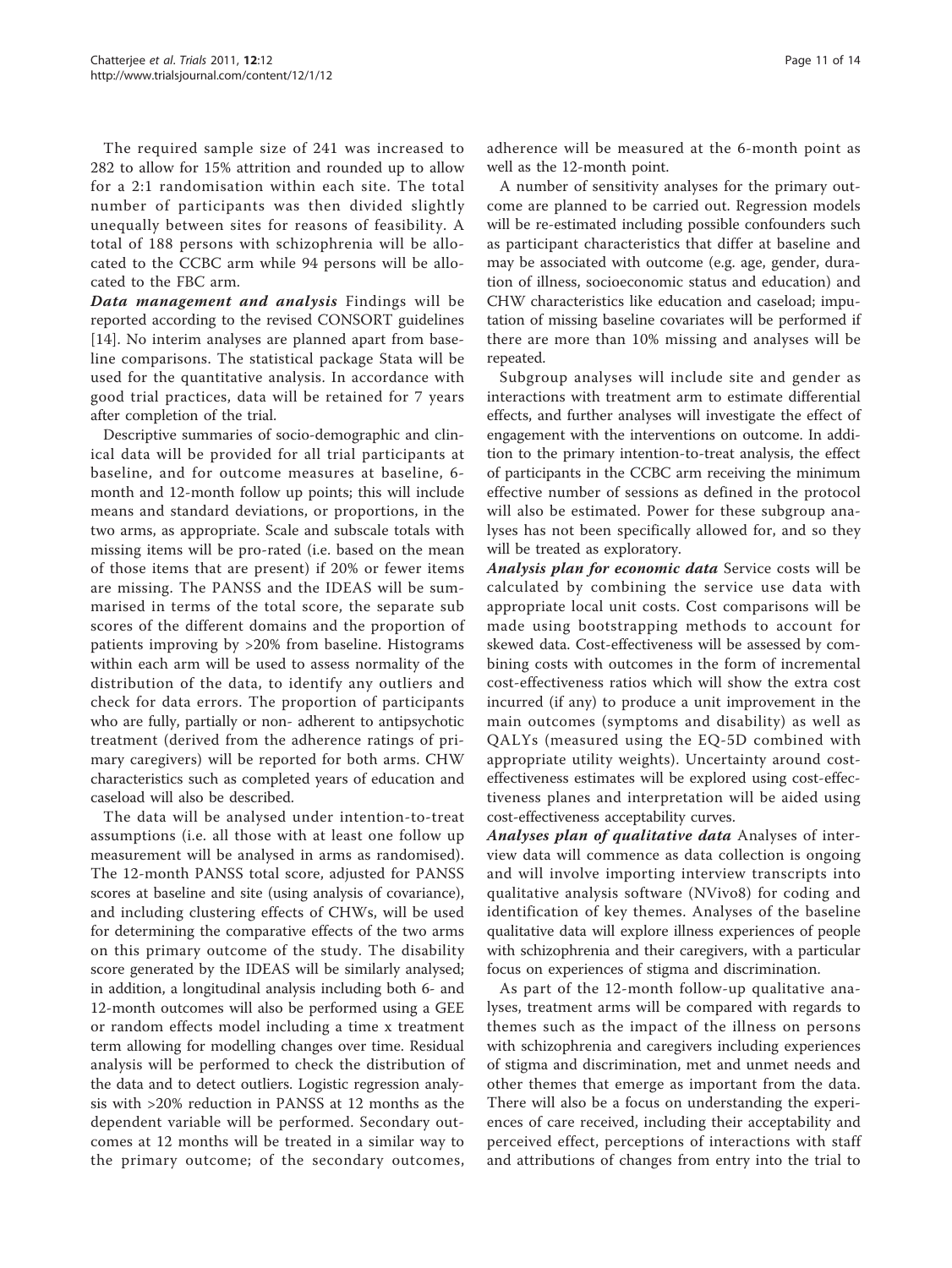The required sample size of 241 was increased to 282 to allow for 15% attrition and rounded up to allow for a 2:1 randomisation within each site. The total number of participants was then divided slightly unequally between sites for reasons of feasibility. A total of 188 persons with schizophrenia will be allocated to the CCBC arm while 94 persons will be allocated to the FBC arm.

***Data management and analysis*** Findings will be reported according to the revised CONSORT guidelines [14]. No interim analyses are planned apart from baseline comparisons. The statistical package Stata will be used for the quantitative analysis. In accordance with good trial practices, data will be retained for 7 years after completion of the trial.

Descriptive summaries of socio-demographic and clinical data will be provided for all trial participants at baseline, and for outcome measures at baseline, 6-month and 12-month follow up points; this will include means and standard deviations, or proportions, in the two arms, as appropriate. Scale and subscale totals with missing items will be pro-rated (i.e. based on the mean of those items that are present) if 20% or fewer items are missing. The PANSS and the IDEAS will be summarised in terms of the total score, the separate sub scores of the different domains and the proportion of patients improving by >20% from baseline. Histograms within each arm will be used to assess normality of the distribution of the data, to identify any outliers and check for data errors. The proportion of participants who are fully, partially or non- adherent to antipsychotic treatment (derived from the adherence ratings of primary caregivers) will be reported for both arms. CHW characteristics such as completed years of education and caseload will also be described.

The data will be analysed under intention-to-treat assumptions (i.e. all those with at least one follow up measurement will be analysed in arms as randomised). The 12-month PANSS total score, adjusted for PANSS scores at baseline and site (using analysis of covariance), and including clustering effects of CHWs, will be used for determining the comparative effects of the two arms on this primary outcome of the study. The disability score generated by the IDEAS will be similarly analysed; in addition, a longitudinal analysis including both 6- and 12-month outcomes will also be performed using a GEE or random effects model including a time x treatment term allowing for modelling changes over time. Residual analysis will be performed to check the distribution of the data and to detect outliers. Logistic regression analysis with >20% reduction in PANSS at 12 months as the dependent variable will be performed. Secondary outcomes at 12 months will be treated in a similar way to the primary outcome; of the secondary outcomes, adherence will be measured at the 6-month point as well as the 12-month point.

A number of sensitivity analyses for the primary outcome are planned to be carried out. Regression models will be re-estimated including possible confounders such as participant characteristics that differ at baseline and may be associated with outcome (e.g. age, gender, duration of illness, socioeconomic status and education) and CHW characteristics like education and caseload; imputation of missing baseline covariates will be performed if there are more than 10% missing and analyses will be repeated.

Subgroup analyses will include site and gender as interactions with treatment arm to estimate differential effects, and further analyses will investigate the effect of engagement with the interventions on outcome. In addition to the primary intention-to-treat analysis, the effect of participants in the CCBC arm receiving the minimum effective number of sessions as defined in the protocol will also be estimated. Power for these subgroup analyses has not been specifically allowed for, and so they will be treated as exploratory.

***Analysis plan for economic data*** Service costs will be calculated by combining the service use data with appropriate local unit costs. Cost comparisons will be made using bootstrapping methods to account for skewed data. Cost-effectiveness will be assessed by combining costs with outcomes in the form of incremental cost-effectiveness ratios which will show the extra cost incurred (if any) to produce a unit improvement in the main outcomes (symptoms and disability) as well as QALYs (measured using the EQ-5D combined with appropriate utility weights). Uncertainty around cost-effectiveness estimates will be explored using cost-effectiveness planes and interpretation will be aided using cost-effectiveness acceptability curves.

***Analyses plan of qualitative data*** Analyses of interview data will commence as data collection is ongoing and will involve importing interview transcripts into qualitative analysis software (NVivo8) for coding and identification of key themes. Analyses of the baseline qualitative data will explore illness experiences of people with schizophrenia and their caregivers, with a particular focus on experiences of stigma and discrimination.

As part of the 12-month follow-up qualitative analyses, treatment arms will be compared with regards to themes such as the impact of the illness on persons with schizophrenia and caregivers including experiences of stigma and discrimination, met and unmet needs and other themes that emerge as important from the data. There will also be a focus on understanding the experiences of care received, including their acceptability and perceived effect, perceptions of interactions with staff and attributions of changes from entry into the trial to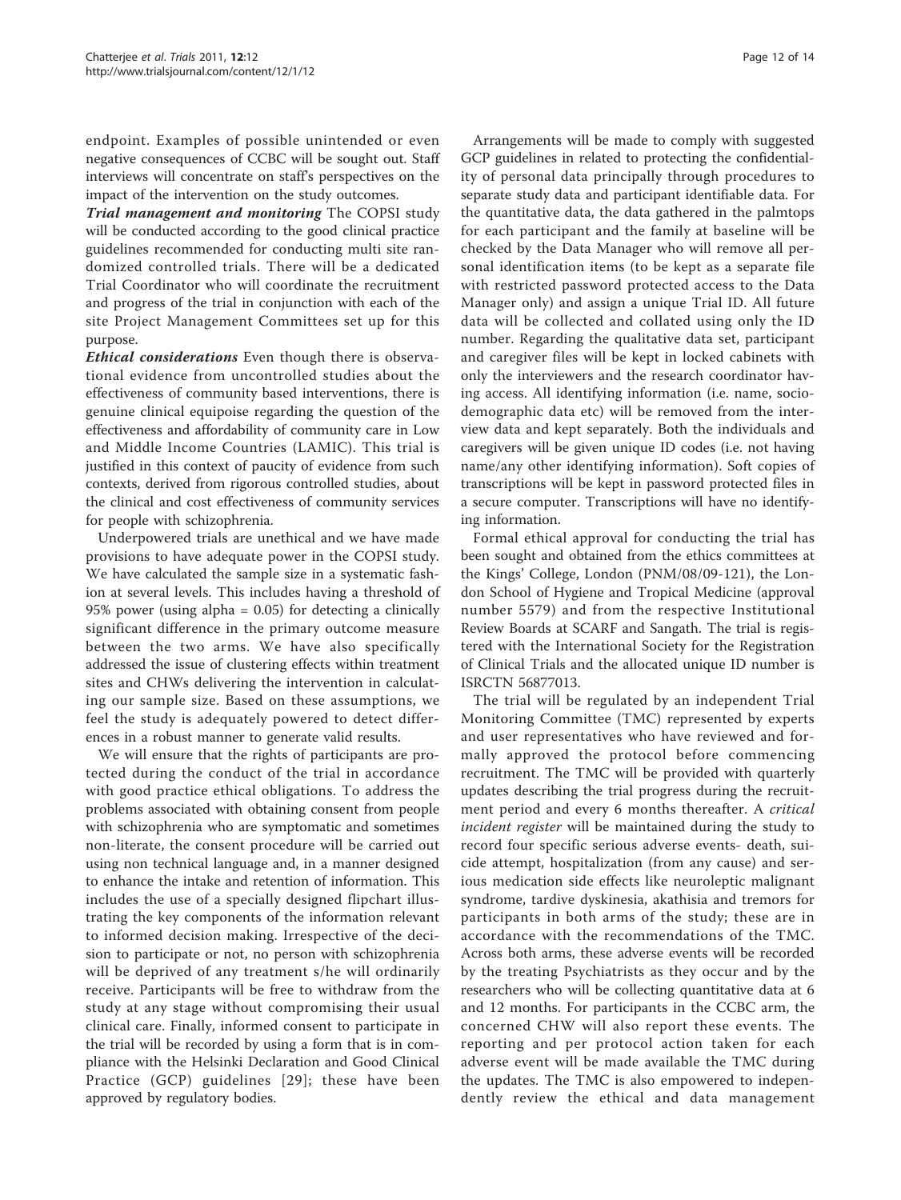endpoint. Examples of possible unintended or even negative consequences of CCBC will be sought out. Staff interviews will concentrate on staff's perspectives on the impact of the intervention on the study outcomes.

***Trial management and monitoring*** The COPSI study will be conducted according to the good clinical practice guidelines recommended for conducting multi site randomized controlled trials. There will be a dedicated Trial Coordinator who will coordinate the recruitment and progress of the trial in conjunction with each of the site Project Management Committees set up for this purpose.

***Ethical considerations*** Even though there is observational evidence from uncontrolled studies about the effectiveness of community based interventions, there is genuine clinical equipoise regarding the question of the effectiveness and affordability of community care in Low and Middle Income Countries (LAMIC). This trial is justified in this context of paucity of evidence from such contexts, derived from rigorous controlled studies, about the clinical and cost effectiveness of community services for people with schizophrenia.

Underpowered trials are unethical and we have made provisions to have adequate power in the COPSI study. We have calculated the sample size in a systematic fashion at several levels. This includes having a threshold of 95% power (using alpha = 0.05) for detecting a clinically significant difference in the primary outcome measure between the two arms. We have also specifically addressed the issue of clustering effects within treatment sites and CHWs delivering the intervention in calculating our sample size. Based on these assumptions, we feel the study is adequately powered to detect differences in a robust manner to generate valid results.

We will ensure that the rights of participants are protected during the conduct of the trial in accordance with good practice ethical obligations. To address the problems associated with obtaining consent from people with schizophrenia who are symptomatic and sometimes non-literate, the consent procedure will be carried out using non technical language and, in a manner designed to enhance the intake and retention of information. This includes the use of a specially designed flipchart illustrating the key components of the information relevant to informed decision making. Irrespective of the decision to participate or not, no person with schizophrenia will be deprived of any treatment s/he will ordinarily receive. Participants will be free to withdraw from the study at any stage without compromising their usual clinical care. Finally, informed consent to participate in the trial will be recorded by using a form that is in compliance with the Helsinki Declaration and Good Clinical Practice (GCP) guidelines [29]; these have been approved by regulatory bodies.

Arrangements will be made to comply with suggested GCP guidelines in related to protecting the confidentiality of personal data principally through procedures to separate study data and participant identifiable data. For the quantitative data, the data gathered in the palmtops for each participant and the family at baseline will be checked by the Data Manager who will remove all personal identification items (to be kept as a separate file with restricted password protected access to the Data Manager only) and assign a unique Trial ID. All future data will be collected and collated using only the ID number. Regarding the qualitative data set, participant and caregiver files will be kept in locked cabinets with only the interviewers and the research coordinator having access. All identifying information (i.e. name, sociodemographic data etc) will be removed from the interview data and kept separately. Both the individuals and caregivers will be given unique ID codes (i.e. not having name/any other identifying information). Soft copies of transcriptions will be kept in password protected files in a secure computer. Transcriptions will have no identifying information.

Formal ethical approval for conducting the trial has been sought and obtained from the ethics committees at the Kings' College, London (PNM/08/09-121), the London School of Hygiene and Tropical Medicine (approval number 5579) and from the respective Institutional Review Boards at SCARF and Sangath. The trial is registered with the International Society for the Registration of Clinical Trials and the allocated unique ID number is ISRCTN 56877013.

The trial will be regulated by an independent Trial Monitoring Committee (TMC) represented by experts and user representatives who have reviewed and formally approved the protocol before commencing recruitment. The TMC will be provided with quarterly updates describing the trial progress during the recruitment period and every 6 months thereafter. A *critical incident register* will be maintained during the study to record four specific serious adverse events- death, suicide attempt, hospitalization (from any cause) and serious medication side effects like neuroleptic malignant syndrome, tardive dyskinesia, akathisia and tremors for participants in both arms of the study; these are in accordance with the recommendations of the TMC. Across both arms, these adverse events will be recorded by the treating Psychiatrists as they occur and by the researchers who will be collecting quantitative data at 6 and 12 months. For participants in the CCBC arm, the concerned CHW will also report these events. The reporting and per protocol action taken for each adverse event will be made available the TMC during the updates. The TMC is also empowered to independently review the ethical and data management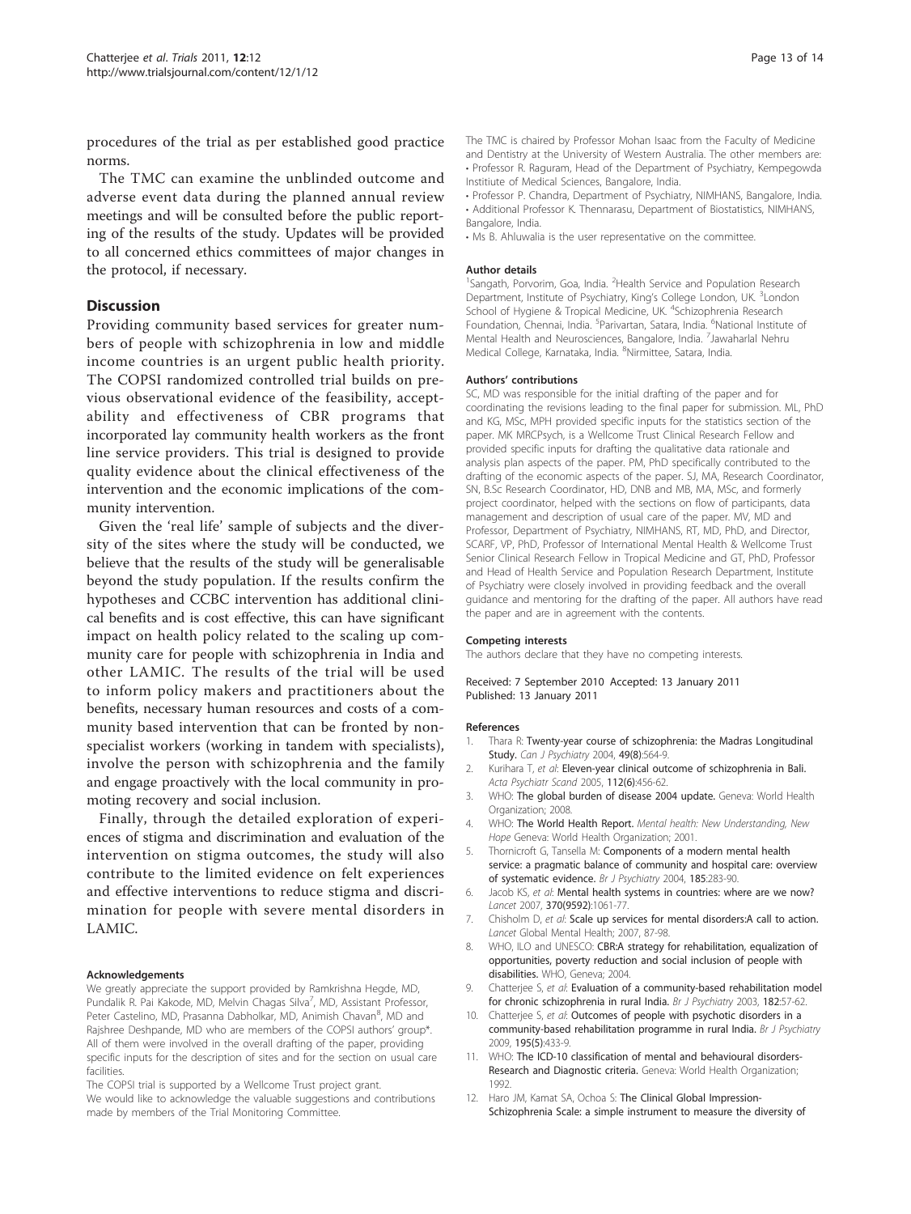procedures of the trial as per established good practice norms.

The TMC can examine the unblinded outcome and adverse event data during the planned annual review meetings and will be consulted before the public reporting of the results of the study. Updates will be provided to all concerned ethics committees of major changes in the protocol, if necessary.

## Discussion

Providing community based services for greater numbers of people with schizophrenia in low and middle income countries is an urgent public health priority. The COPSI randomized controlled trial builds on previous observational evidence of the feasibility, acceptability and effectiveness of CBR programs that incorporated lay community health workers as the front line service providers. This trial is designed to provide quality evidence about the clinical effectiveness of the intervention and the economic implications of the community intervention.

Given the 'real life' sample of subjects and the diversity of the sites where the study will be conducted, we believe that the results of the study will be generalisable beyond the study population. If the results confirm the hypotheses and CCBC intervention has additional clinical benefits and is cost effective, this can have significant impact on health policy related to the scaling up community care for people with schizophrenia in India and other LAMIC. The results of the trial will be used to inform policy makers and practitioners about the benefits, necessary human resources and costs of a community based intervention that can be fronted by non-specialist workers (working in tandem with specialists), involve the person with schizophrenia and the family and engage proactively with the local community in promoting recovery and social inclusion.

Finally, through the detailed exploration of experiences of stigma and discrimination and evaluation of the intervention on stigma outcomes, the study will also contribute to the limited evidence on felt experiences and effective interventions to reduce stigma and discrimination for people with severe mental disorders in LAMIC.

#### Acknowledgements

We greatly appreciate the support provided by Ramkrishna Hegde, MD, Pundalik R. Pai Kakode, MD, Melvin Chagas Silva[7], MD, Assistant Professor, Peter Castelino, MD, Prasanna Dabholkar, MD, Animish Chavan[8], MD and Rajshree Deshpande, MD who are members of the COPSI authors' group*. All of them were involved in the overall drafting of the paper, providing specific inputs for the description of sites and for the section on usual care facilities.

The COPSI trial is supported by a Wellcome Trust project grant.

We would like to acknowledge the valuable suggestions and contributions made by members of the Trial Monitoring Committee.

The TMC is chaired by Professor Mohan Isaac from the Faculty of Medicine and Dentistry at the University of Western Australia. The other members are:

- Professor R. Raguram, Head of the Department of Psychiatry, Kempegowda Instiitute of Medical Sciences, Bangalore, India.
- Professor P. Chandra, Department of Psychiatry, NIMHANS, Bangalore, India.
- Additional Professor K. Thennarasu, Department of Biostatistics, NIMHANS, Bangalore, India.
- Ms B. Ahluwalia is the user representative on the committee.

#### Author details

[1]Sangath, Porvorim, Goa, India. [2]Health Service and Population Research Department, Institute of Psychiatry, King's College London, UK. [3]London School of Hygiene & Tropical Medicine, UK. [4]Schizophrenia Research Foundation, Chennai, India. [5]Parivartan, Satara, India. [6]National Institute of Mental Health and Neurosciences, Bangalore, India. [7]Jawaharlal Nehru Medical College, Karnataka, India. [8]Nirmittee, Satara, India.

#### Authors' contributions

SC, MD was responsible for the initial drafting of the paper and for coordinating the revisions leading to the final paper for submission. ML, PhD and KG, MSc, MPH provided specific inputs for the statistics section of the paper. MK MRCPsych, is a Wellcome Trust Clinical Research Fellow and provided specific inputs for drafting the qualitative data rationale and analysis plan aspects of the paper. PM, PhD specifically contributed to the drafting of the economic aspects of the paper. SJ, MA, Research Coordinator, SN, B.Sc Research Coordinator, HD, DNB and MB, MA, MSc, and formerly project coordinator, helped with the sections on flow of participants, data management and description of usual care of the paper. MV, MD and Professor, Department of Psychiatry, NIMHANS, RT, MD, PhD, and Director, SCARF, VP, PhD, Professor of International Mental Health & Wellcome Trust Senior Clinical Research Fellow in Tropical Medicine and GT, PhD, Professor and Head of Health Service and Population Research Department, Institute of Psychiatry were closely involved in providing feedback and the overall guidance and mentoring for the drafting of the paper. All authors have read the paper and are in agreement with the contents.

#### Competing interests

The authors declare that they have no competing interests.

Received: 7 September 2010 Accepted: 13 January 2011
Published: 13 January 2011

#### References

1. Thara R: **Twenty-year course of schizophrenia: the Madras Longitudinal Study.** *Can J Psychiatry* 2004, **49(8)**:564-9.
2. Kurihara T, *et al*: **Eleven-year clinical outcome of schizophrenia in Bali.** *Acta Psychiatr Scand* 2005, **112(6)**:456-62.
3. WHO: **The global burden of disease 2004 update.** Geneva: World Health Organization; 2008.
4. WHO: **The World Health Report.** *Mental health: New Understanding, New Hope* Geneva: World Health Organization; 2001.
5. Thornicroft G, Tansella M: **Components of a modern mental health service: a pragmatic balance of community and hospital care: overview of systematic evidence.** *Br J Psychiatry* 2004, **185**:283-90.
6. Jacob KS, *et al*: **Mental health systems in countries: where are we now?** *Lancet* 2007, **370(9592)**:1061-77.
7. Chisholm D, *et al*: **Scale up services for mental disorders:A call to action.** *Lancet* Global Mental Health; 2007, 87-98.
8. WHO, ILO and UNESCO: **CBR:A strategy for rehabilitation, equalization of opportunities, poverty reduction and social inclusion of people with disabilities.** WHO, Geneva; 2004.
9. Chatterjee S, *et al*: **Evaluation of a community-based rehabilitation model for chronic schizophrenia in rural India.** *Br J Psychiatry* 2003, 182:57-62.
10. Chatterjee S, *et al*: **Outcomes of people with psychotic disorders in a community-based rehabilitation programme in rural India.** *Br J Psychiatry* 2009, **195(5)**:433-9.
11. WHO: **The ICD-10 classification of mental and behavioural disorders-Research and Diagnostic criteria.** Geneva: World Health Organization; 1992.
12. Haro JM, Kamat SA, Ochoa S: **The Clinical Global Impression-Schizophrenia Scale: a simple instrument to measure the diversity of**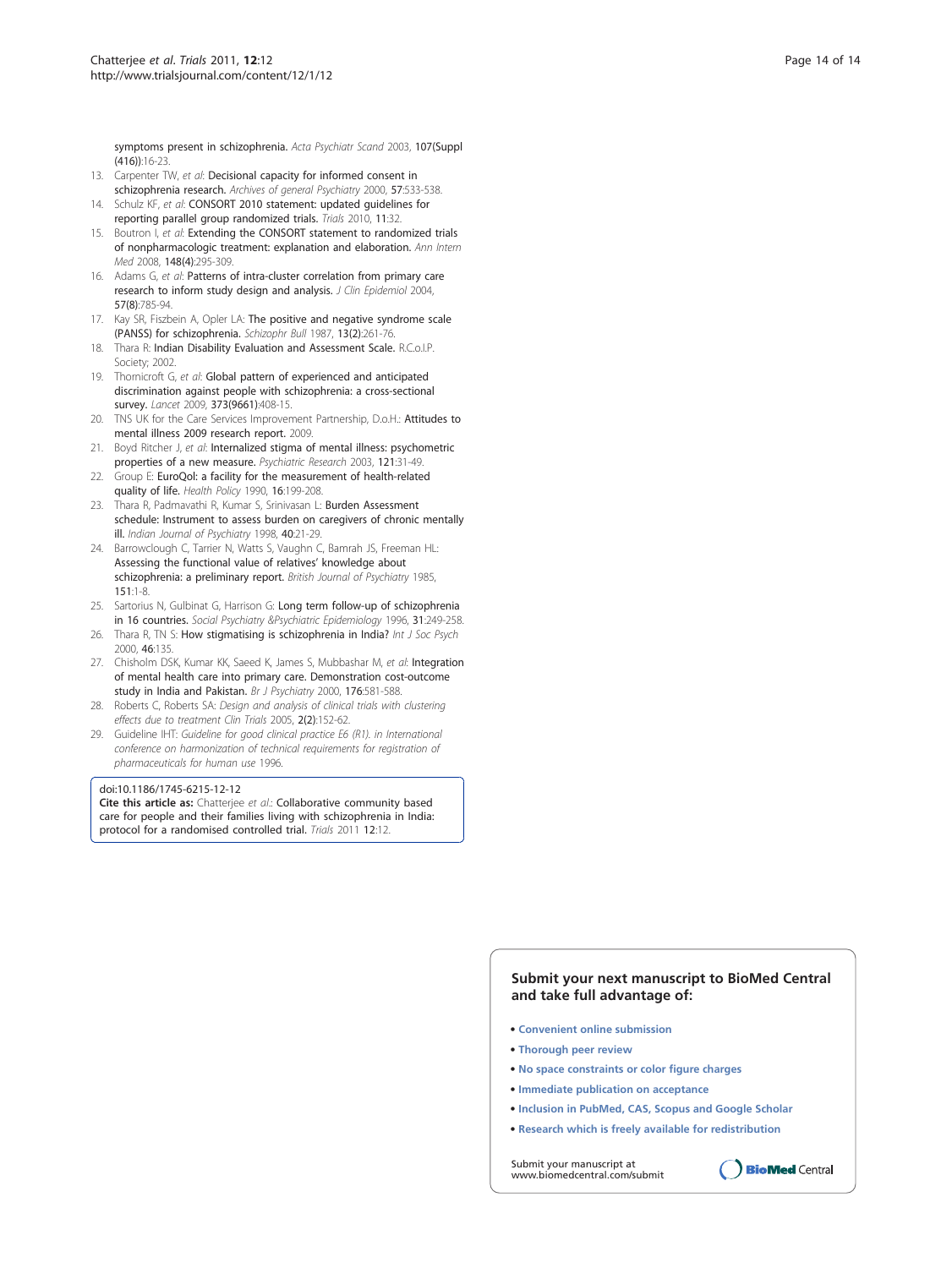symptoms present in schizophrenia. *Acta Psychiatr Scand* 2003, **107(Suppl (416))**:16-23.

13. Carpenter TW, *et al*: **Decisional capacity for informed consent in schizophrenia research.** *Archives of general Psychiatry* 2000, **57**:533-538.
14. Schulz KF, *et al*: **CONSORT 2010 statement: updated guidelines for reporting parallel group randomized trials.** *Trials* 2010, **11**:32.
15. Boutron I, *et al*: **Extending the CONSORT statement to randomized trials of nonpharmacologic treatment: explanation and elaboration.** *Ann Intern Med* 2008, **148(4)**:295-309.
16. Adams G, *et al*: **Patterns of intra-cluster correlation from primary care research to inform study design and analysis.** *J Clin Epidemiol* 2004, **57(8)**:785-94.
17. Kay SR, Fiszbein A, Opler LA: **The positive and negative syndrome scale (PANSS) for schizophrenia.** *Schizophr Bull* 1987, **13(2)**:261-76.
18. Thara R: **Indian Disability Evaluation and Assessment Scale.** R.C.o.I.P. Society; 2002.
19. Thornicroft G, *et al*: **Global pattern of experienced and anticipated discrimination against people with schizophrenia: a cross-sectional survey.** *Lancet* 2009, **373(9661)**:408-15.
20. TNS UK for the Care Services Improvement Partnership, D.o.H.: **Attitudes to mental illness 2009 research report.** 2009.
21. Boyd Ritcher J, *et al*: **Internalized stigma of mental illness: psychometric properties of a new measure.** *Psychiatric Research* 2003, **121**:31-49.
22. Group E: **EuroQol: a facility for the measurement of health-related quality of life.** *Health Policy* 1990, **16**:199-208.
23. Thara R, Padmavathi R, Kumar S, Srinivasan L: **Burden Assessment schedule: Instrument to assess burden on caregivers of chronic mentally ill.** *Indian Journal of Psychiatry* 1998, **40**:21-29.
24. Barrowclough C, Tarrier N, Watts S, Vaughn C, Bamrah JS, Freeman HL: **Assessing the functional value of relatives' knowledge about schizophrenia: a preliminary report.** *British Journal of Psychiatry* 1985, **151**:1-8.
25. Sartorius N, Gulbinat G, Harrison G: **Long term follow-up of schizophrenia in 16 countries.** *Social Psychiatry &Psychiatric Epidemiology* 1996, **31**:249-258.
26. Thara R, TN S: **How stigmatising is schizophrenia in India?** *Int J Soc Psych* 2000, **46**:135.
27. Chisholm DSK, Kumar KK, Saeed K, James S, Mubbashar M, *et al*: **Integration of mental health care into primary care. Demonstration cost-outcome study in India and Pakistan.** *Br J Psychiatry* 2000, **176**:581-588.
28. Roberts C, Roberts SA: *Design and analysis of clinical trials with clustering effects due to treatment Clin Trials* 2005, **2(2)**:152-62.
29. Guideline IHT: *Guideline for good clinical practice E6 (R1). in International conference on harmonization of technical requirements for registration of pharmaceuticals for human use* 1996.

doi:10.1186/1745-6215-12-12
**Cite this article as:** Chatterjee *et al.*: Collaborative community based care for people and their families living with schizophrenia in India: protocol for a randomised controlled trial. *Trials* 2011 **12**:12.

**Submit your next manuscript to BioMed Central and take full advantage of:**

- **Convenient online submission**
- **Thorough peer review**
- **No space constraints or color figure charges**
- **Immediate publication on acceptance**
- **Inclusion in PubMed, CAS, Scopus and Google Scholar**
- **Research which is freely available for redistribution**

Submit your manuscript at
www.biomedcentral.com/submit

BioMed Central